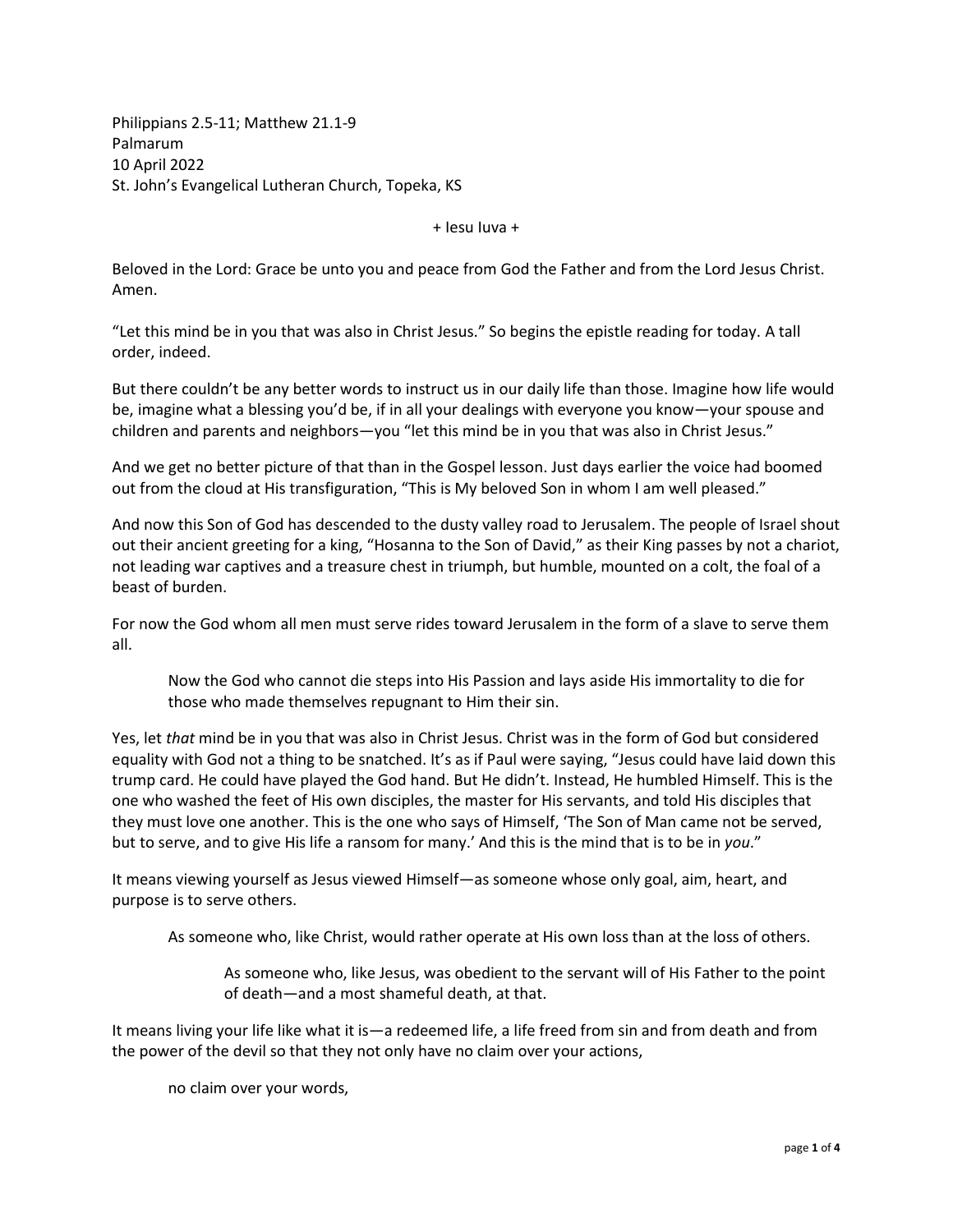Philippians 2.5-11; Matthew 21.1-9  
Palmarum  
10 April 2022  
St. John's Evangelical Lutheran Church, Topeka, KS

+ Iesu Iuva +

Beloved in the Lord: Grace be unto you and peace from God the Father and from the Lord Jesus Christ. Amen.

"Let this mind be in you that was also in Christ Jesus." So begins the epistle reading for today. A tall order, indeed.

But there couldn't be any better words to instruct us in our daily life than those. Imagine how life would be, imagine what a blessing you'd be, if in all your dealings with everyone you know—your spouse and children and parents and neighbors—you "let this mind be in you that was also in Christ Jesus."

And we get no better picture of that than in the Gospel lesson. Just days earlier the voice had boomed out from the cloud at His transfiguration, "This is My beloved Son in whom I am well pleased."

And now this Son of God has descended to the dusty valley road to Jerusalem. The people of Israel shout out their ancient greeting for a king, "Hosanna to the Son of David," as their King passes by not a chariot, not leading war captives and a treasure chest in triumph, but humble, mounted on a colt, the foal of a beast of burden.

For now the God whom all men must serve rides toward Jerusalem in the form of a slave to serve them all.

> Now the God who cannot die steps into His Passion and lays aside His immortality to die for those who made themselves repugnant to Him their sin.

Yes, let *that* mind be in you that was also in Christ Jesus. Christ was in the form of God but considered equality with God not a thing to be snatched. It's as if Paul were saying, "Jesus could have laid down this trump card. He could have played the God hand. But He didn't. Instead, He humbled Himself. This is the one who washed the feet of His own disciples, the master for His servants, and told His disciples that they must love one another. This is the one who says of Himself, 'The Son of Man came not be served, but to serve, and to give His life a ransom for many.' And this is the mind that is to be in *you*."

It means viewing yourself as Jesus viewed Himself—as someone whose only goal, aim, heart, and purpose is to serve others.

> As someone who, like Christ, would rather operate at His own loss than at the loss of others.
>
> > As someone who, like Jesus, was obedient to the servant will of His Father to the point of death—and a most shameful death, at that.

It means living your life like what it is—a redeemed life, a life freed from sin and from death and from the power of the devil so that they not only have no claim over your actions,

> no claim over your words,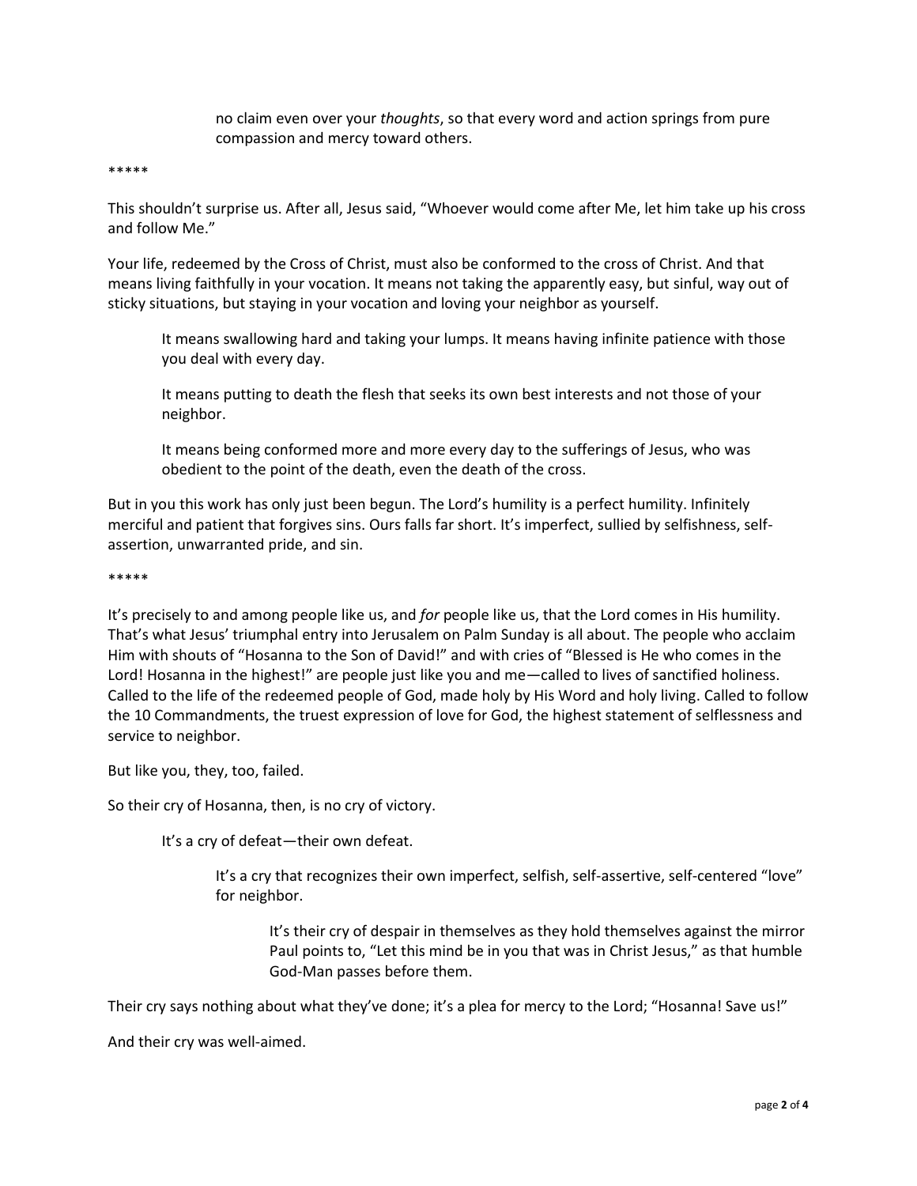no claim even over your *thoughts*, so that every word and action springs from pure compassion and mercy toward others.

*****

This shouldn't surprise us. After all, Jesus said, "Whoever would come after Me, let him take up his cross and follow Me."

Your life, redeemed by the Cross of Christ, must also be conformed to the cross of Christ. And that means living faithfully in your vocation. It means not taking the apparently easy, but sinful, way out of sticky situations, but staying in your vocation and loving your neighbor as yourself.

> It means swallowing hard and taking your lumps. It means having infinite patience with those you deal with every day.
>
> It means putting to death the flesh that seeks its own best interests and not those of your neighbor.
>
> It means being conformed more and more every day to the sufferings of Jesus, who was obedient to the point of the death, even the death of the cross.

But in you this work has only just been begun. The Lord's humility is a perfect humility. Infinitely merciful and patient that forgives sins. Ours falls far short. It's imperfect, sullied by selfishness, self-assertion, unwarranted pride, and sin.

*****

It's precisely to and among people like us, and *for* people like us, that the Lord comes in His humility. That's what Jesus' triumphal entry into Jerusalem on Palm Sunday is all about. The people who acclaim Him with shouts of "Hosanna to the Son of David!" and with cries of "Blessed is He who comes in the Lord! Hosanna in the highest!" are people just like you and me—called to lives of sanctified holiness. Called to the life of the redeemed people of God, made holy by His Word and holy living. Called to follow the 10 Commandments, the truest expression of love for God, the highest statement of selflessness and service to neighbor.

But like you, they, too, failed.

So their cry of Hosanna, then, is no cry of victory.

> It's a cry of defeat—their own defeat.
>
> > It's a cry that recognizes their own imperfect, selfish, self-assertive, self-centered "love" for neighbor.
> >
> > > It's their cry of despair in themselves as they hold themselves against the mirror Paul points to, "Let this mind be in you that was in Christ Jesus," as that humble God-Man passes before them.

Their cry says nothing about what they've done; it's a plea for mercy to the Lord; "Hosanna! Save us!"

And their cry was well-aimed.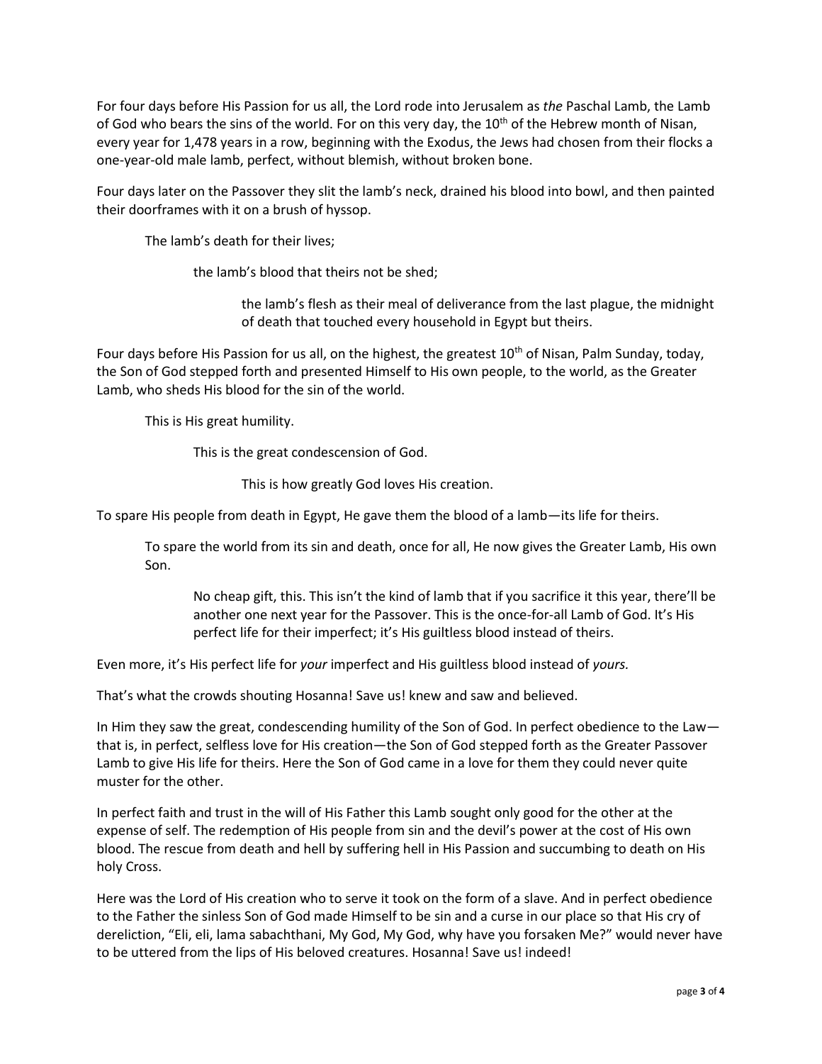For four days before His Passion for us all, the Lord rode into Jerusalem as *the* Paschal Lamb, the Lamb of God who bears the sins of the world. For on this very day, the 10th of the Hebrew month of Nisan, every year for 1,478 years in a row, beginning with the Exodus, the Jews had chosen from their flocks a one-year-old male lamb, perfect, without blemish, without broken bone.

Four days later on the Passover they slit the lamb's neck, drained his blood into bowl, and then painted their doorframes with it on a brush of hyssop.

> The lamb's death for their lives;
>
> > the lamb's blood that theirs not be shed;
> >
> > > the lamb's flesh as their meal of deliverance from the last plague, the midnight of death that touched every household in Egypt but theirs.

Four days before His Passion for us all, on the highest, the greatest 10th of Nisan, Palm Sunday, today, the Son of God stepped forth and presented Himself to His own people, to the world, as the Greater Lamb, who sheds His blood for the sin of the world.

> This is His great humility.
>
> > This is the great condescension of God.
> >
> > > This is how greatly God loves His creation.

To spare His people from death in Egypt, He gave them the blood of a lamb—its life for theirs.

> To spare the world from its sin and death, once for all, He now gives the Greater Lamb, His own Son.
>
> > No cheap gift, this. This isn't the kind of lamb that if you sacrifice it this year, there'll be another one next year for the Passover. This is the once-for-all Lamb of God. It's His perfect life for their imperfect; it's His guiltless blood instead of theirs.

Even more, it's His perfect life for *your* imperfect and His guiltless blood instead of *yours.*

That's what the crowds shouting Hosanna! Save us! knew and saw and believed.

In Him they saw the great, condescending humility of the Son of God. In perfect obedience to the Law—that is, in perfect, selfless love for His creation—the Son of God stepped forth as the Greater Passover Lamb to give His life for theirs. Here the Son of God came in a love for them they could never quite muster for the other.

In perfect faith and trust in the will of His Father this Lamb sought only good for the other at the expense of self. The redemption of His people from sin and the devil's power at the cost of His own blood. The rescue from death and hell by suffering hell in His Passion and succumbing to death on His holy Cross.

Here was the Lord of His creation who to serve it took on the form of a slave. And in perfect obedience to the Father the sinless Son of God made Himself to be sin and a curse in our place so that His cry of dereliction, "Eli, eli, lama sabachthani, My God, My God, why have you forsaken Me?" would never have to be uttered from the lips of His beloved creatures. Hosanna! Save us! indeed!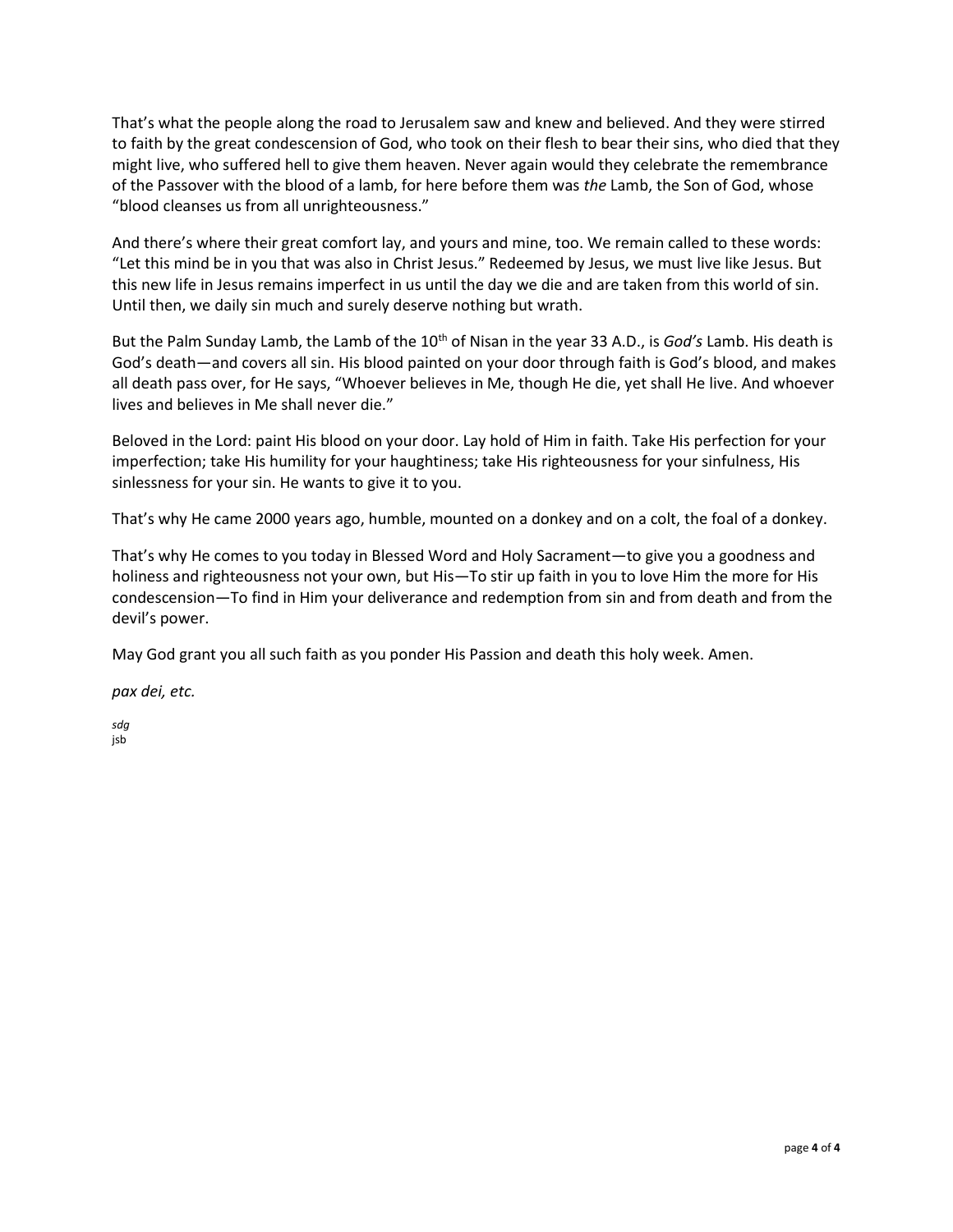That's what the people along the road to Jerusalem saw and knew and believed. And they were stirred to faith by the great condescension of God, who took on their flesh to bear their sins, who died that they might live, who suffered hell to give them heaven. Never again would they celebrate the remembrance of the Passover with the blood of a lamb, for here before them was *the* Lamb, the Son of God, whose "blood cleanses us from all unrighteousness."

And there's where their great comfort lay, and yours and mine, too. We remain called to these words: "Let this mind be in you that was also in Christ Jesus." Redeemed by Jesus, we must live like Jesus. But this new life in Jesus remains imperfect in us until the day we die and are taken from this world of sin. Until then, we daily sin much and surely deserve nothing but wrath.

But the Palm Sunday Lamb, the Lamb of the 10th of Nisan in the year 33 A.D., is *God's* Lamb. His death is God's death—and covers all sin. His blood painted on your door through faith is God's blood, and makes all death pass over, for He says, "Whoever believes in Me, though He die, yet shall He live. And whoever lives and believes in Me shall never die."

Beloved in the Lord: paint His blood on your door. Lay hold of Him in faith. Take His perfection for your imperfection; take His humility for your haughtiness; take His righteousness for your sinfulness, His sinlessness for your sin. He wants to give it to you.

That's why He came 2000 years ago, humble, mounted on a donkey and on a colt, the foal of a donkey.

That's why He comes to you today in Blessed Word and Holy Sacrament—to give you a goodness and holiness and righteousness not your own, but His—To stir up faith in you to love Him the more for His condescension—To find in Him your deliverance and redemption from sin and from death and from the devil's power.

May God grant you all such faith as you ponder His Passion and death this holy week. Amen.

*pax dei, etc.*

*sdg*
jsb